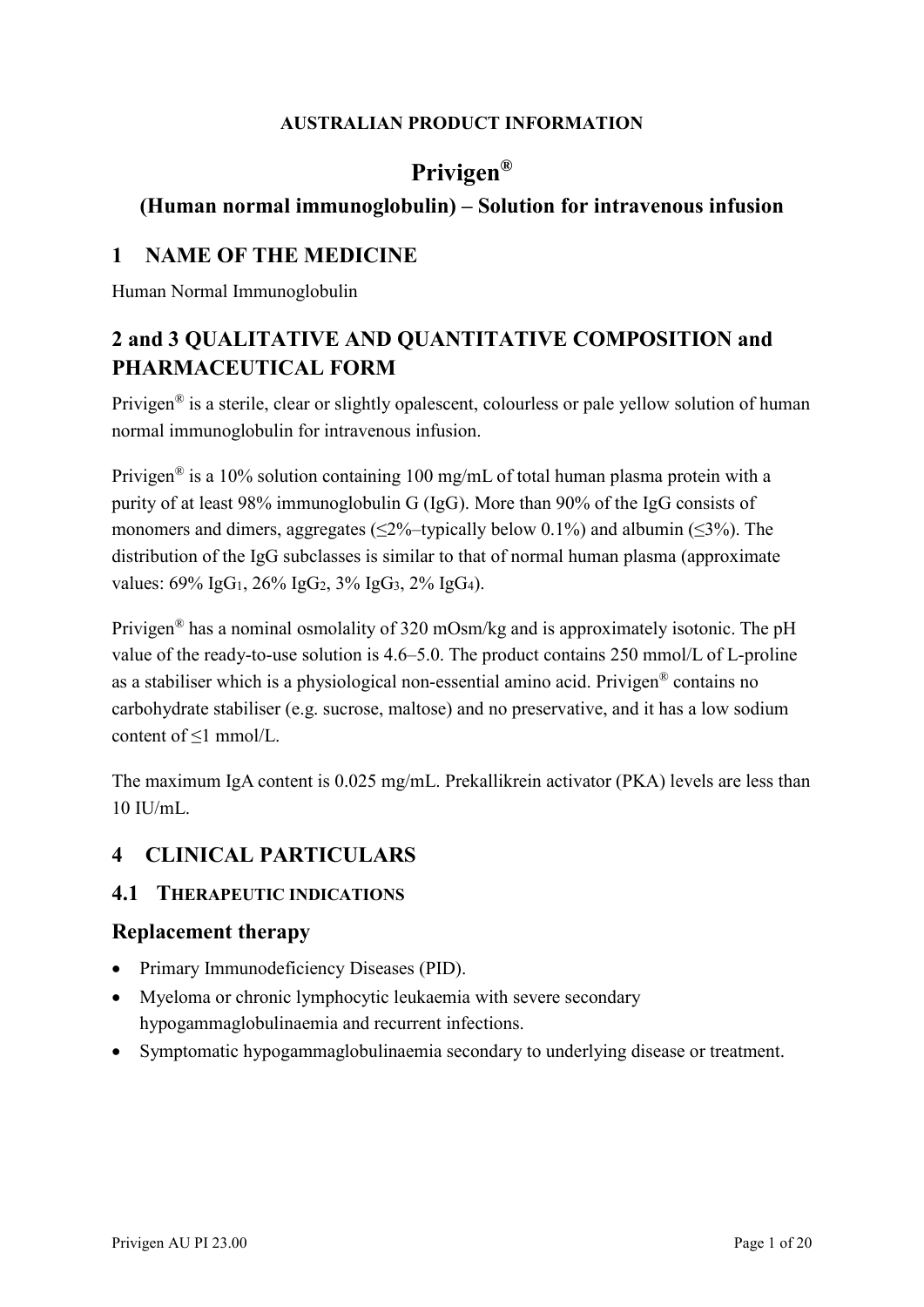**AUSTRALIAN PRODUCT INFORMATION**

# Privigen®

## (Human normal immunoglobulin) – Solution for intravenous infusion

## 1 NAME OF THE MEDICINE

Human Normal Immunoglobulin

## 2 and 3 QUALITATIVE AND QUANTITATIVE COMPOSITION and PHARMACEUTICAL FORM

Privigen® is a sterile, clear or slightly opalescent, colourless or pale yellow solution of human normal immunoglobulin for intravenous infusion.

Privigen® is a 10% solution containing 100 mg/mL of total human plasma protein with a purity of at least 98% immunoglobulin G (IgG). More than 90% of the IgG consists of monomers and dimers, aggregates (≤2%–typically below 0.1%) and albumin (≤3%). The distribution of the IgG subclasses is similar to that of normal human plasma (approximate values: 69% $IgG_1$, 26% $IgG_2$, 3% $IgG_3$, 2% $IgG_4$).

Privigen® has a nominal osmolality of 320 mOsm/kg and is approximately isotonic. The pH value of the ready-to-use solution is 4.6–5.0. The product contains 250 mmol/L of L-proline as a stabiliser which is a physiological non-essential amino acid. Privigen® contains no carbohydrate stabiliser (e.g. sucrose, maltose) and no preservative, and it has a low sodium content of ≤1 mmol/L.

The maximum IgA content is 0.025 mg/mL. Prekallikrein activator (PKA) levels are less than 10 IU/mL.

## 4 CLINICAL PARTICULARS

### 4.1 THERAPEUTIC INDICATIONS

### Replacement therapy

- Primary Immunodeficiency Diseases (PID).
- Myeloma or chronic lymphocytic leukaemia with severe secondary hypogammaglobulinaemia and recurrent infections.
- Symptomatic hypogammaglobulinaemia secondary to underlying disease or treatment.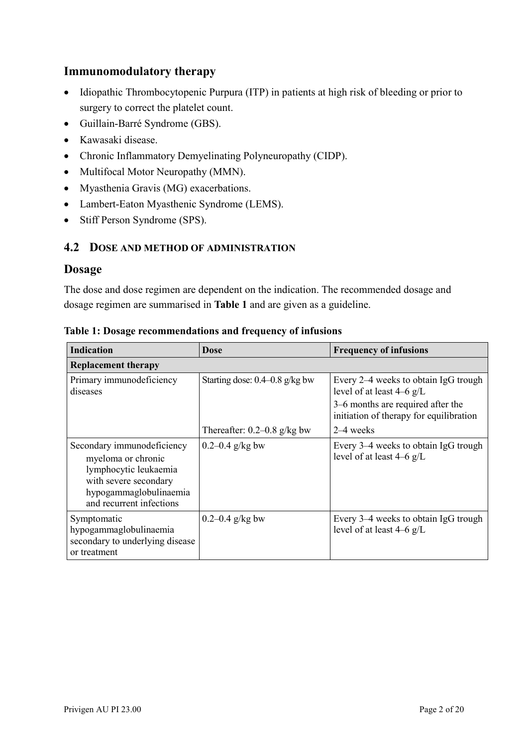## Immunomodulatory therapy

- Idiopathic Thrombocytopenic Purpura (ITP) in patients at high risk of bleeding or prior to surgery to correct the platelet count.
- Guillain-Barré Syndrome (GBS).
- Kawasaki disease.
- Chronic Inflammatory Demyelinating Polyneuropathy (CIDP).
- Multifocal Motor Neuropathy (MMN).
- Myasthenia Gravis (MG) exacerbations.
- Lambert-Eaton Myasthenic Syndrome (LEMS).
- Stiff Person Syndrome (SPS).

### 4.2 Dose and Method of Administration

## Dosage

The dose and dose regimen are dependent on the indication. The recommended dosage and dosage regimen are summarised in **Table 1** and are given as a guideline.

**Table 1: Dosage recommendations and frequency of infusions**

| Indication | Dose | Frequency of infusions |
|---|---|---|
| **Replacement therapy** | | |
| Primary immunodeficiency diseases | Starting dose: 0.4–0.8 g/kg bw | Every 2–4 weeks to obtain IgG trough level of at least 4–6 g/L<br>3–6 months are required after the initiation of therapy for equilibration |
| | Thereafter: 0.2–0.8 g/kg bw | 2–4 weeks |
| Secondary immunodeficiency<br>myeloma or chronic lymphocytic leukaemia with severe secondary hypogammaglobulinaemia and recurrent infections | 0.2–0.4 g/kg bw | Every 3–4 weeks to obtain IgG trough level of at least 4–6 g/L |
| Symptomatic hypogammaglobulinaemia secondary to underlying disease or treatment | 0.2–0.4 g/kg bw | Every 3–4 weeks to obtain IgG trough level of at least 4–6 g/L |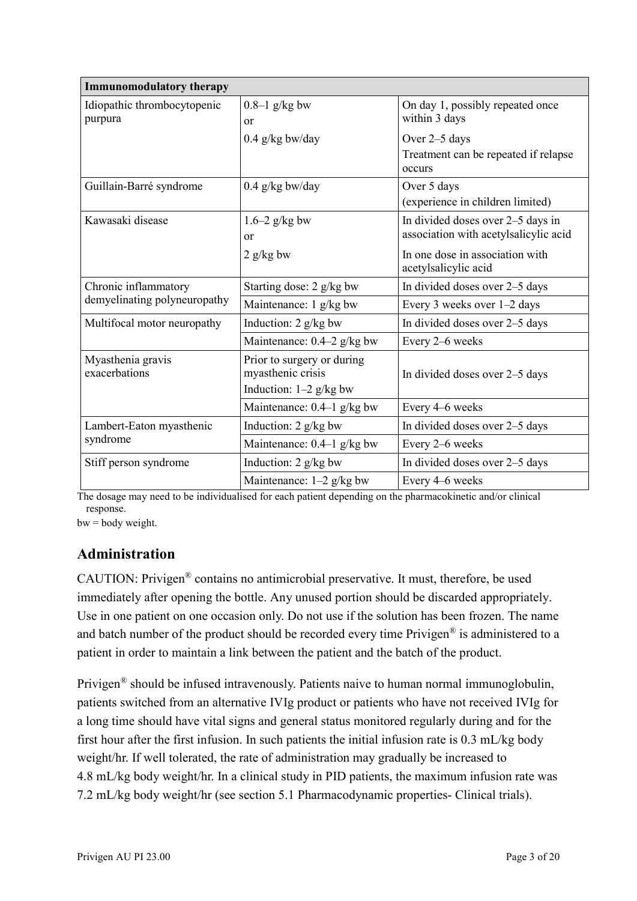| Immunomodulatory therapy | | |
|---|---|---|
| Idiopathic thrombocytopenic purpura | 0.8–1 g/kg bw or | On day 1, possibly repeated once within 3 days |
| | 0.4 g/kg bw/day | Over 2–5 days Treatment can be repeated if relapse occurs |
| Guillain-Barré syndrome | 0.4 g/kg bw/day | Over 5 days (experience in children limited) |
| Kawasaki disease | 1.6–2 g/kg bw or | In divided doses over 2–5 days in association with acetylsalicylic acid |
| | 2 g/kg bw | In one dose in association with acetylsalicylic acid |
| Chronic inflammatory demyelinating polyneuropathy | Starting dose: 2 g/kg bw | In divided doses over 2–5 days |
| | Maintenance: 1 g/kg bw | Every 3 weeks over 1–2 days |
| Multifocal motor neuropathy | Induction: 2 g/kg bw | In divided doses over 2–5 days |
| | Maintenance: 0.4–2 g/kg bw | Every 2–6 weeks |
| Myasthenia gravis exacerbations | Prior to surgery or during myasthenic crisis Induction: 1–2 g/kg bw | In divided doses over 2–5 days |
| | Maintenance: 0.4–1 g/kg bw | Every 4–6 weeks |
| Lambert-Eaton myasthenic syndrome | Induction: 2 g/kg bw | In divided doses over 2–5 days |
| | Maintenance: 0.4–1 g/kg bw | Every 2–6 weeks |
| Stiff person syndrome | Induction: 2 g/kg bw | In divided doses over 2–5 days |
| | Maintenance: 1–2 g/kg bw | Every 4–6 weeks |

The dosage may need to be individualised for each patient depending on the pharmacokinetic and/or clinical response.

bw = body weight.

## Administration

CAUTION: Privigen® contains no antimicrobial preservative. It must, therefore, be used immediately after opening the bottle. Any unused portion should be discarded appropriately. Use in one patient on one occasion only. Do not use if the solution has been frozen. The name and batch number of the product should be recorded every time Privigen® is administered to a patient in order to maintain a link between the patient and the batch of the product.

Privigen® should be infused intravenously. Patients naive to human normal immunoglobulin, patients switched from an alternative IVIg product or patients who have not received IVIg for a long time should have vital signs and general status monitored regularly during and for the first hour after the first infusion. In such patients the initial infusion rate is 0.3 mL/kg body weight/hr. If well tolerated, the rate of administration may gradually be increased to 4.8 mL/kg body weight/hr. In a clinical study in PID patients, the maximum infusion rate was 7.2 mL/kg body weight/hr (see section 5.1 Pharmacodynamic properties- Clinical trials).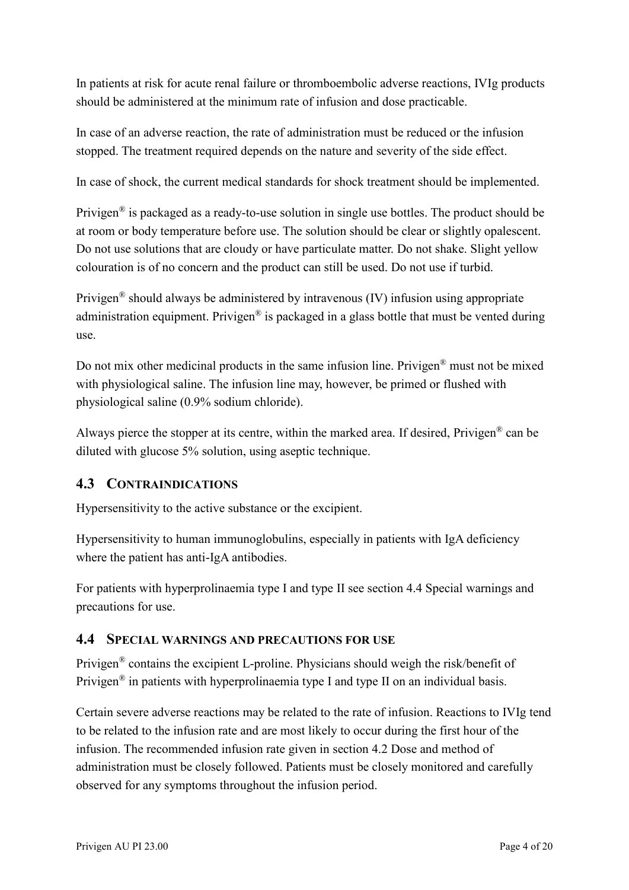In patients at risk for acute renal failure or thromboembolic adverse reactions, IVIg products should be administered at the minimum rate of infusion and dose practicable.

In case of an adverse reaction, the rate of administration must be reduced or the infusion stopped. The treatment required depends on the nature and severity of the side effect.

In case of shock, the current medical standards for shock treatment should be implemented.

Privigen® is packaged as a ready-to-use solution in single use bottles. The product should be at room or body temperature before use. The solution should be clear or slightly opalescent. Do not use solutions that are cloudy or have particulate matter. Do not shake. Slight yellow colouration is of no concern and the product can still be used. Do not use if turbid.

Privigen® should always be administered by intravenous (IV) infusion using appropriate administration equipment. Privigen® is packaged in a glass bottle that must be vented during use.

Do not mix other medicinal products in the same infusion line. Privigen® must not be mixed with physiological saline. The infusion line may, however, be primed or flushed with physiological saline (0.9% sodium chloride).

Always pierce the stopper at its centre, within the marked area. If desired, Privigen® can be diluted with glucose 5% solution, using aseptic technique.

## 4.3 CONTRAINDICATIONS

Hypersensitivity to the active substance or the excipient.

Hypersensitivity to human immunoglobulins, especially in patients with IgA deficiency where the patient has anti-IgA antibodies.

For patients with hyperprolinaemia type I and type II see section 4.4 Special warnings and precautions for use.

## 4.4 SPECIAL WARNINGS AND PRECAUTIONS FOR USE

Privigen® contains the excipient L-proline. Physicians should weigh the risk/benefit of Privigen® in patients with hyperprolinaemia type I and type II on an individual basis.

Certain severe adverse reactions may be related to the rate of infusion. Reactions to IVIg tend to be related to the infusion rate and are most likely to occur during the first hour of the infusion. The recommended infusion rate given in section 4.2 Dose and method of administration must be closely followed. Patients must be closely monitored and carefully observed for any symptoms throughout the infusion period.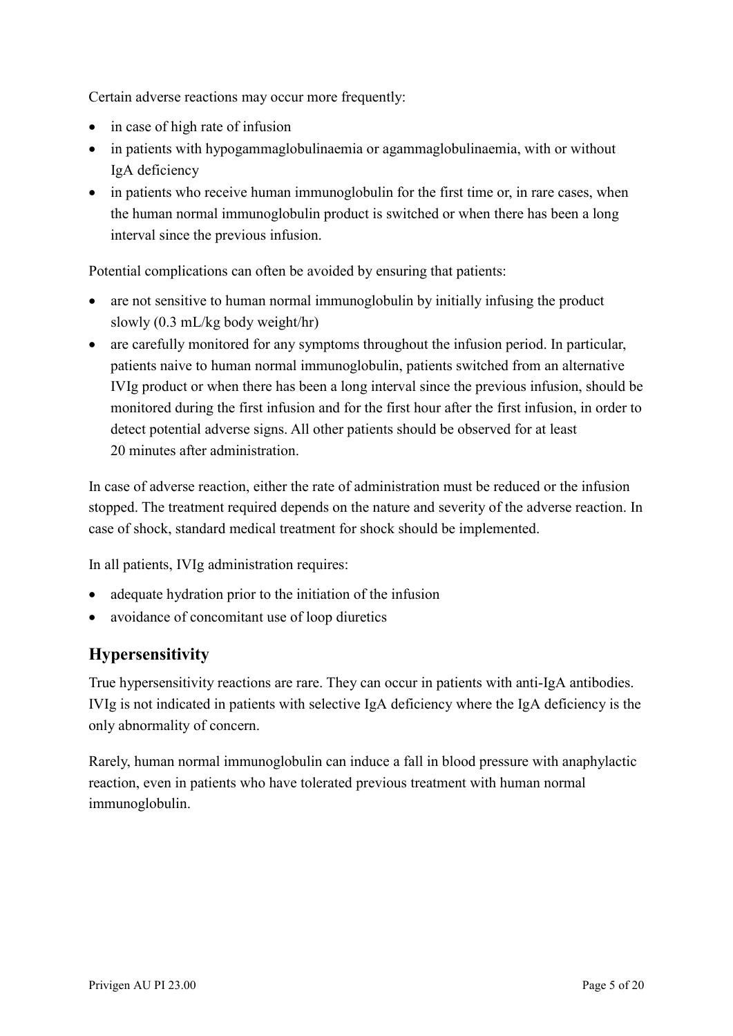Certain adverse reactions may occur more frequently:

- in case of high rate of infusion
- in patients with hypogammaglobulinaemia or agammaglobulinaemia, with or without IgA deficiency
- in patients who receive human immunoglobulin for the first time or, in rare cases, when the human normal immunoglobulin product is switched or when there has been a long interval since the previous infusion.

Potential complications can often be avoided by ensuring that patients:

- are not sensitive to human normal immunoglobulin by initially infusing the product slowly (0.3 mL/kg body weight/hr)
- are carefully monitored for any symptoms throughout the infusion period. In particular, patients naive to human normal immunoglobulin, patients switched from an alternative IVIg product or when there has been a long interval since the previous infusion, should be monitored during the first infusion and for the first hour after the first infusion, in order to detect potential adverse signs. All other patients should be observed for at least 20 minutes after administration.

In case of adverse reaction, either the rate of administration must be reduced or the infusion stopped. The treatment required depends on the nature and severity of the adverse reaction. In case of shock, standard medical treatment for shock should be implemented.

In all patients, IVIg administration requires:

- adequate hydration prior to the initiation of the infusion
- avoidance of concomitant use of loop diuretics

## Hypersensitivity

True hypersensitivity reactions are rare. They can occur in patients with anti-IgA antibodies. IVIg is not indicated in patients with selective IgA deficiency where the IgA deficiency is the only abnormality of concern.

Rarely, human normal immunoglobulin can induce a fall in blood pressure with anaphylactic reaction, even in patients who have tolerated previous treatment with human normal immunoglobulin.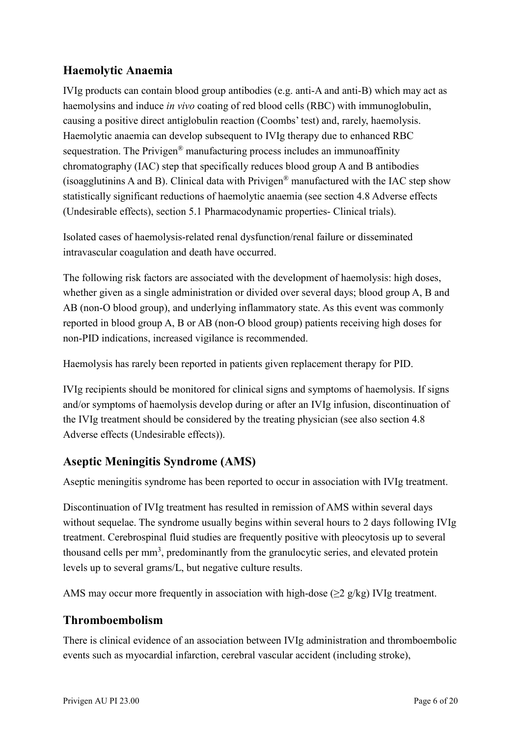## Haemolytic Anaemia

IVIg products can contain blood group antibodies (e.g. anti-A and anti-B) which may act as haemolysins and induce *in vivo* coating of red blood cells (RBC) with immunoglobulin, causing a positive direct antiglobulin reaction (Coombs' test) and, rarely, haemolysis. Haemolytic anaemia can develop subsequent to IVIg therapy due to enhanced RBC sequestration. The Privigen® manufacturing process includes an immunoaffinity chromatography (IAC) step that specifically reduces blood group A and B antibodies (isoagglutinins A and B). Clinical data with Privigen® manufactured with the IAC step show statistically significant reductions of haemolytic anaemia (see section 4.8 Adverse effects (Undesirable effects), section 5.1 Pharmacodynamic properties- Clinical trials).

Isolated cases of haemolysis-related renal dysfunction/renal failure or disseminated intravascular coagulation and death have occurred.

The following risk factors are associated with the development of haemolysis: high doses, whether given as a single administration or divided over several days; blood group A, B and AB (non-O blood group), and underlying inflammatory state. As this event was commonly reported in blood group A, B or AB (non-O blood group) patients receiving high doses for non-PID indications, increased vigilance is recommended.

Haemolysis has rarely been reported in patients given replacement therapy for PID.

IVIg recipients should be monitored for clinical signs and symptoms of haemolysis. If signs and/or symptoms of haemolysis develop during or after an IVIg infusion, discontinuation of the IVIg treatment should be considered by the treating physician (see also section 4.8 Adverse effects (Undesirable effects)).

## Aseptic Meningitis Syndrome (AMS)

Aseptic meningitis syndrome has been reported to occur in association with IVIg treatment.

Discontinuation of IVIg treatment has resulted in remission of AMS within several days without sequelae. The syndrome usually begins within several hours to 2 days following IVIg treatment. Cerebrospinal fluid studies are frequently positive with pleocytosis up to several thousand cells per $mm^3$, predominantly from the granulocytic series, and elevated protein levels up to several grams/L, but negative culture results.

AMS may occur more frequently in association with high-dose ($\geq 2$ g/kg) IVIg treatment.

## Thromboembolism

There is clinical evidence of an association between IVIg administration and thromboembolic events such as myocardial infarction, cerebral vascular accident (including stroke),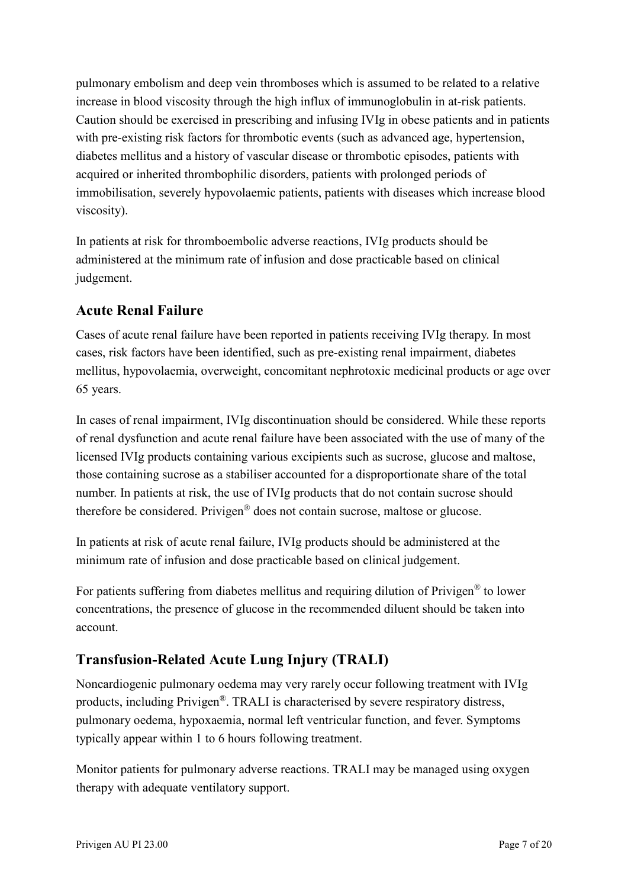pulmonary embolism and deep vein thromboses which is assumed to be related to a relative increase in blood viscosity through the high influx of immunoglobulin in at-risk patients. Caution should be exercised in prescribing and infusing IVIg in obese patients and in patients with pre-existing risk factors for thrombotic events (such as advanced age, hypertension, diabetes mellitus and a history of vascular disease or thrombotic episodes, patients with acquired or inherited thrombophilic disorders, patients with prolonged periods of immobilisation, severely hypovolaemic patients, patients with diseases which increase blood viscosity).

In patients at risk for thromboembolic adverse reactions, IVIg products should be administered at the minimum rate of infusion and dose practicable based on clinical judgement.

## Acute Renal Failure

Cases of acute renal failure have been reported in patients receiving IVIg therapy. In most cases, risk factors have been identified, such as pre-existing renal impairment, diabetes mellitus, hypovolaemia, overweight, concomitant nephrotoxic medicinal products or age over 65 years.

In cases of renal impairment, IVIg discontinuation should be considered. While these reports of renal dysfunction and acute renal failure have been associated with the use of many of the licensed IVIg products containing various excipients such as sucrose, glucose and maltose, those containing sucrose as a stabiliser accounted for a disproportionate share of the total number. In patients at risk, the use of IVIg products that do not contain sucrose should therefore be considered. Privigen® does not contain sucrose, maltose or glucose.

In patients at risk of acute renal failure, IVIg products should be administered at the minimum rate of infusion and dose practicable based on clinical judgement.

For patients suffering from diabetes mellitus and requiring dilution of Privigen® to lower concentrations, the presence of glucose in the recommended diluent should be taken into account.

## Transfusion-Related Acute Lung Injury (TRALI)

Noncardiogenic pulmonary oedema may very rarely occur following treatment with IVIg products, including Privigen®. TRALI is characterised by severe respiratory distress, pulmonary oedema, hypoxaemia, normal left ventricular function, and fever. Symptoms typically appear within 1 to 6 hours following treatment.

Monitor patients for pulmonary adverse reactions. TRALI may be managed using oxygen therapy with adequate ventilatory support.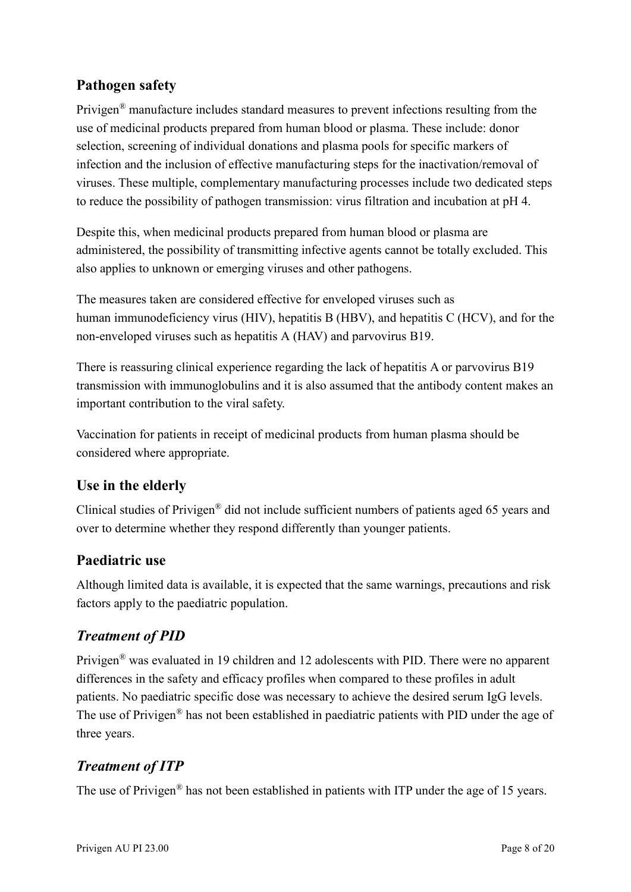## Pathogen safety

Privigen® manufacture includes standard measures to prevent infections resulting from the use of medicinal products prepared from human blood or plasma. These include: donor selection, screening of individual donations and plasma pools for specific markers of infection and the inclusion of effective manufacturing steps for the inactivation/removal of viruses. These multiple, complementary manufacturing processes include two dedicated steps to reduce the possibility of pathogen transmission: virus filtration and incubation at pH 4.

Despite this, when medicinal products prepared from human blood or plasma are administered, the possibility of transmitting infective agents cannot be totally excluded. This also applies to unknown or emerging viruses and other pathogens.

The measures taken are considered effective for enveloped viruses such as human immunodeficiency virus (HIV), hepatitis B (HBV), and hepatitis C (HCV), and for the non-enveloped viruses such as hepatitis A (HAV) and parvovirus B19.

There is reassuring clinical experience regarding the lack of hepatitis A or parvovirus B19 transmission with immunoglobulins and it is also assumed that the antibody content makes an important contribution to the viral safety.

Vaccination for patients in receipt of medicinal products from human plasma should be considered where appropriate.

## Use in the elderly

Clinical studies of Privigen® did not include sufficient numbers of patients aged 65 years and over to determine whether they respond differently than younger patients.

## Paediatric use

Although limited data is available, it is expected that the same warnings, precautions and risk factors apply to the paediatric population.

### *Treatment of PID*

Privigen® was evaluated in 19 children and 12 adolescents with PID. There were no apparent differences in the safety and efficacy profiles when compared to these profiles in adult patients. No paediatric specific dose was necessary to achieve the desired serum IgG levels. The use of Privigen® has not been established in paediatric patients with PID under the age of three years.

### *Treatment of ITP*

The use of Privigen® has not been established in patients with ITP under the age of 15 years.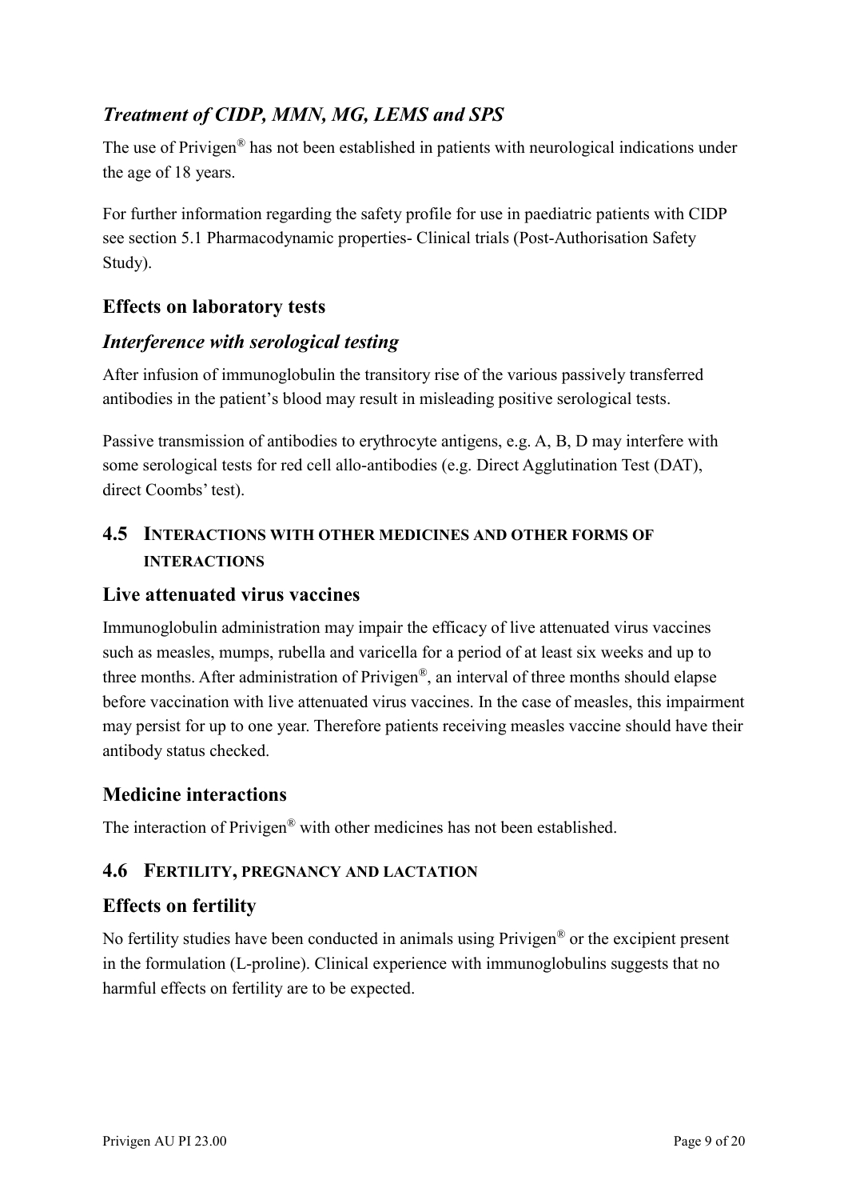### *Treatment of CIDP, MMN, MG, LEMS and SPS*

The use of Privigen® has not been established in patients with neurological indications under the age of 18 years.

For further information regarding the safety profile for use in paediatric patients with CIDP see section 5.1 Pharmacodynamic properties- Clinical trials (Post-Authorisation Safety Study).

## Effects on laboratory tests

### *Interference with serological testing*

After infusion of immunoglobulin the transitory rise of the various passively transferred antibodies in the patient's blood may result in misleading positive serological tests.

Passive transmission of antibodies to erythrocyte antigens, e.g. A, B, D may interfere with some serological tests for red cell allo-antibodies (e.g. Direct Agglutination Test (DAT), direct Coombs' test).

## 4.5 INTERACTIONS WITH OTHER MEDICINES AND OTHER FORMS OF INTERACTIONS

### Live attenuated virus vaccines

Immunoglobulin administration may impair the efficacy of live attenuated virus vaccines such as measles, mumps, rubella and varicella for a period of at least six weeks and up to three months. After administration of Privigen®, an interval of three months should elapse before vaccination with live attenuated virus vaccines. In the case of measles, this impairment may persist for up to one year. Therefore patients receiving measles vaccine should have their antibody status checked.

### Medicine interactions

The interaction of Privigen® with other medicines has not been established.

## 4.6 FERTILITY, PREGNANCY AND LACTATION

### Effects on fertility

No fertility studies have been conducted in animals using Privigen® or the excipient present in the formulation (L-proline). Clinical experience with immunoglobulins suggests that no harmful effects on fertility are to be expected.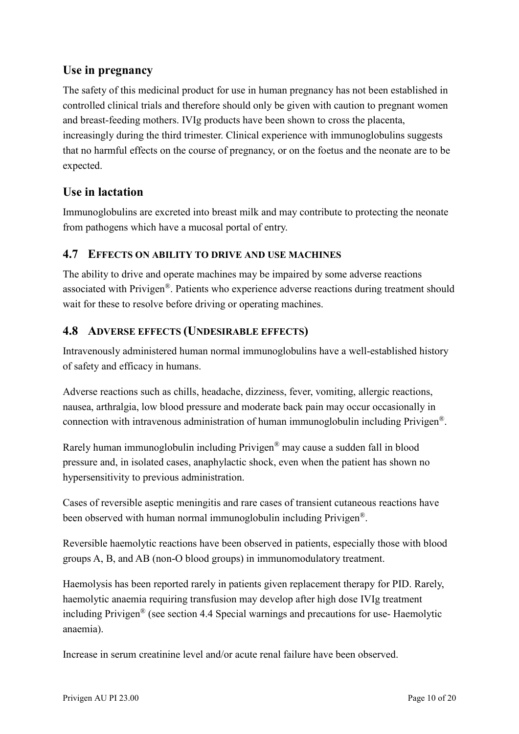## Use in pregnancy

The safety of this medicinal product for use in human pregnancy has not been established in controlled clinical trials and therefore should only be given with caution to pregnant women and breast-feeding mothers. IVIg products have been shown to cross the placenta, increasingly during the third trimester. Clinical experience with immunoglobulins suggests that no harmful effects on the course of pregnancy, or on the foetus and the neonate are to be expected.

## Use in lactation

Immunoglobulins are excreted into breast milk and may contribute to protecting the neonate from pathogens which have a mucosal portal of entry.

### 4.7 EFFECTS ON ABILITY TO DRIVE AND USE MACHINES

The ability to drive and operate machines may be impaired by some adverse reactions associated with Privigen®. Patients who experience adverse reactions during treatment should wait for these to resolve before driving or operating machines.

### 4.8 ADVERSE EFFECTS (UNDESIRABLE EFFECTS)

Intravenously administered human normal immunoglobulins have a well-established history of safety and efficacy in humans.

Adverse reactions such as chills, headache, dizziness, fever, vomiting, allergic reactions, nausea, arthralgia, low blood pressure and moderate back pain may occur occasionally in connection with intravenous administration of human immunoglobulin including Privigen®.

Rarely human immunoglobulin including Privigen® may cause a sudden fall in blood pressure and, in isolated cases, anaphylactic shock, even when the patient has shown no hypersensitivity to previous administration.

Cases of reversible aseptic meningitis and rare cases of transient cutaneous reactions have been observed with human normal immunoglobulin including Privigen®.

Reversible haemolytic reactions have been observed in patients, especially those with blood groups A, B, and AB (non-O blood groups) in immunomodulatory treatment.

Haemolysis has been reported rarely in patients given replacement therapy for PID. Rarely, haemolytic anaemia requiring transfusion may develop after high dose IVIg treatment including Privigen® (see section 4.4 Special warnings and precautions for use- Haemolytic anaemia).

Increase in serum creatinine level and/or acute renal failure have been observed.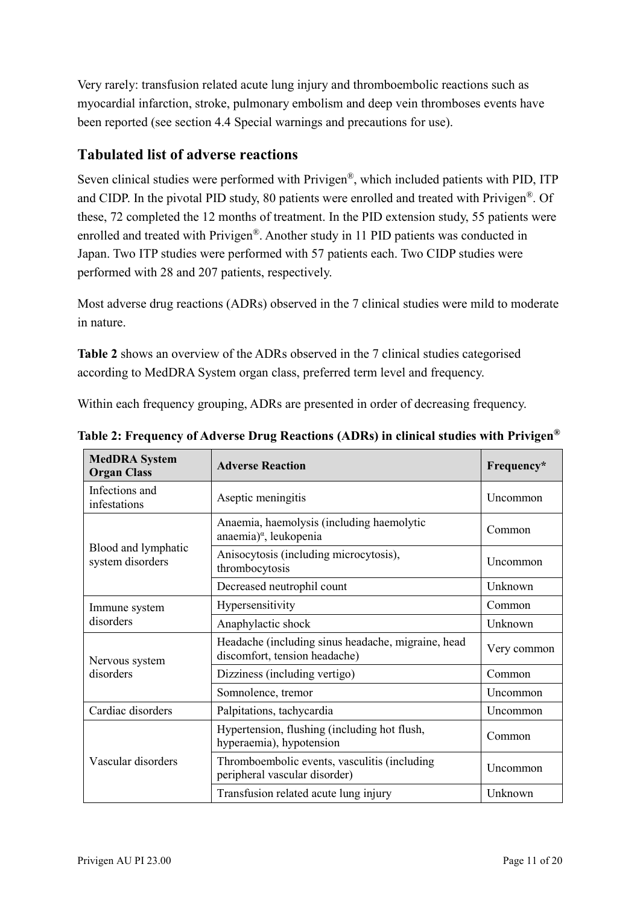Very rarely: transfusion related acute lung injury and thromboembolic reactions such as myocardial infarction, stroke, pulmonary embolism and deep vein thromboses events have been reported (see section 4.4 Special warnings and precautions for use).

## Tabulated list of adverse reactions

Seven clinical studies were performed with Privigen®, which included patients with PID, ITP and CIDP. In the pivotal PID study, 80 patients were enrolled and treated with Privigen®. Of these, 72 completed the 12 months of treatment. In the PID extension study, 55 patients were enrolled and treated with Privigen®. Another study in 11 PID patients was conducted in Japan. Two ITP studies were performed with 57 patients each. Two CIDP studies were performed with 28 and 207 patients, respectively.

Most adverse drug reactions (ADRs) observed in the 7 clinical studies were mild to moderate in nature.

**Table 2** shows an overview of the ADRs observed in the 7 clinical studies categorised according to MedDRA System organ class, preferred term level and frequency.

Within each frequency grouping, ADRs are presented in order of decreasing frequency.

**Table 2: Frequency of Adverse Drug Reactions (ADRs) in clinical studies with Privigen®**

| MedDRA System Organ Class | Adverse Reaction | Frequency* |
|---|---|---|
| Infections and infestations | Aseptic meningitis | Uncommon |
| Blood and lymphatic system disorders | Anaemia, haemolysis (including haemolytic anaemia)[a], leukopenia | Common |
| | Anisocytosis (including microcytosis), thrombocytosis | Uncommon |
| | Decreased neutrophil count | Unknown |
| Immune system disorders | Hypersensitivity | Common |
| | Anaphylactic shock | Unknown |
| Nervous system disorders | Headache (including sinus headache, migraine, head discomfort, tension headache) | Very common |
| | Dizziness (including vertigo) | Common |
| | Somnolence, tremor | Uncommon |
| Cardiac disorders | Palpitations, tachycardia | Uncommon |
| Vascular disorders | Hypertension, flushing (including hot flush, hyperaemia), hypotension | Common |
| | Thromboembolic events, vasculitis (including peripheral vascular disorder) | Uncommon |
| | Transfusion related acute lung injury | Unknown |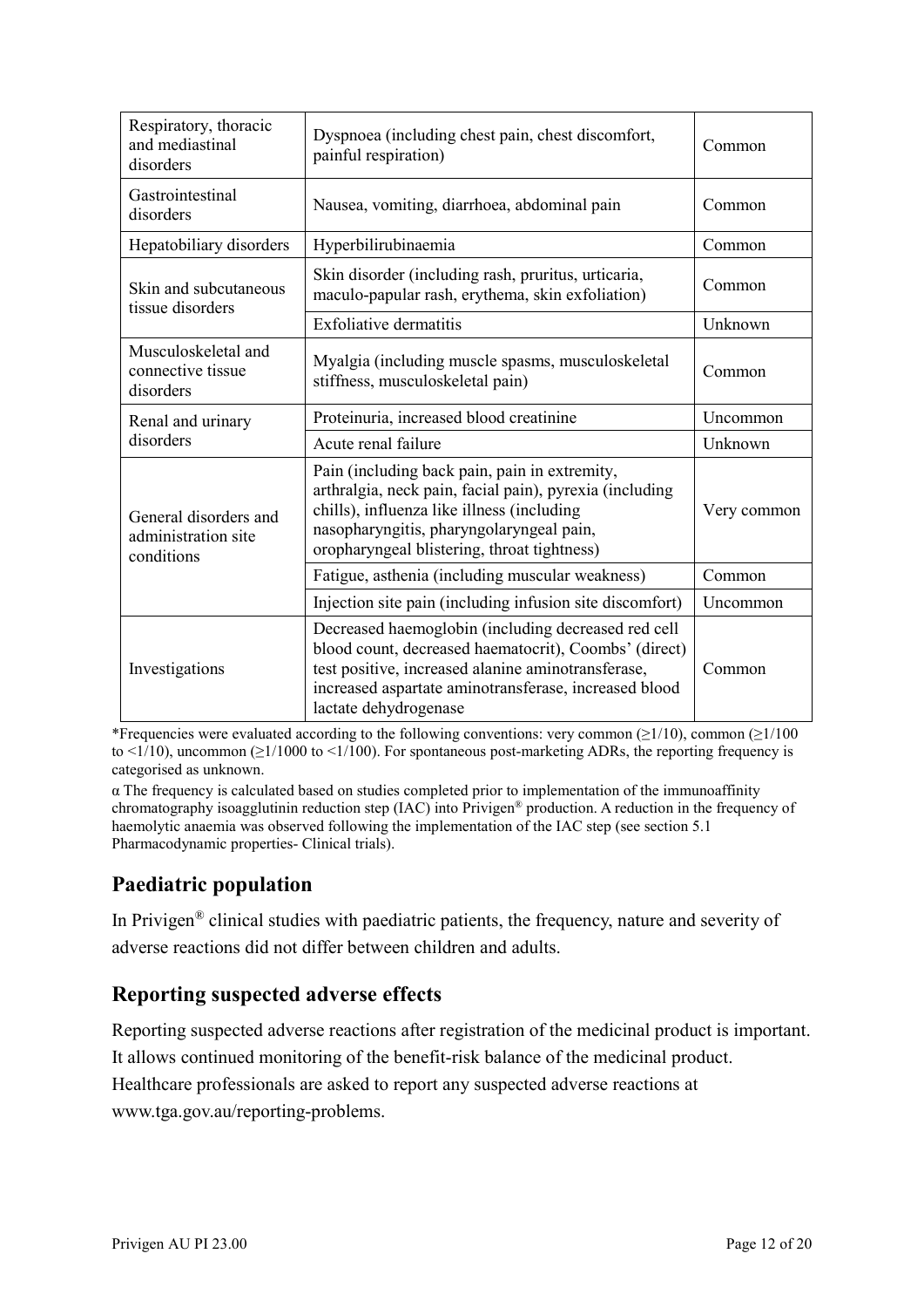| | | |
|---|---|---|
| Respiratory, thoracic and mediastinal disorders | Dyspnoea (including chest pain, chest discomfort, painful respiration) | Common |
| Gastrointestinal disorders | Nausea, vomiting, diarrhoea, abdominal pain | Common |
| Hepatobiliary disorders | Hyperbilirubinaemia | Common |
| Skin and subcutaneous tissue disorders | Skin disorder (including rash, pruritus, urticaria, maculo-papular rash, erythema, skin exfoliation) | Common |
| | Exfoliative dermatitis | Unknown |
| Musculoskeletal and connective tissue disorders | Myalgia (including muscle spasms, musculoskeletal stiffness, musculoskeletal pain) | Common |
| Renal and urinary disorders | Proteinuria, increased blood creatinine | Uncommon |
| | Acute renal failure | Unknown |
| General disorders and administration site conditions | Pain (including back pain, pain in extremity, arthralgia, neck pain, facial pain), pyrexia (including chills), influenza like illness (including nasopharyngitis, pharyngolaryngeal pain, oropharyngeal blistering, throat tightness) | Very common |
| | Fatigue, asthenia (including muscular weakness) | Common |
| | Injection site pain (including infusion site discomfort) | Uncommon |
| Investigations | Decreased haemoglobin (including decreased red cell blood count, decreased haematocrit), Coombs' (direct) test positive, increased alanine aminotransferase, increased aspartate aminotransferase, increased blood lactate dehydrogenase | Common |

*Frequencies were evaluated according to the following conventions: very common (≥1/10), common (≥1/100 to <1/10), uncommon (≥1/1000 to <1/100). For spontaneous post-marketing ADRs, the reporting frequency is categorised as unknown.

α The frequency is calculated based on studies completed prior to implementation of the immunoaffinity chromatography isoagglutinin reduction step (IAC) into Privigen® production. A reduction in the frequency of haemolytic anaemia was observed following the implementation of the IAC step (see section 5.1 Pharmacodynamic properties- Clinical trials).

## Paediatric population

In Privigen® clinical studies with paediatric patients, the frequency, nature and severity of adverse reactions did not differ between children and adults.

## Reporting suspected adverse effects

Reporting suspected adverse reactions after registration of the medicinal product is important. It allows continued monitoring of the benefit-risk balance of the medicinal product. Healthcare professionals are asked to report any suspected adverse reactions at www.tga.gov.au/reporting-problems.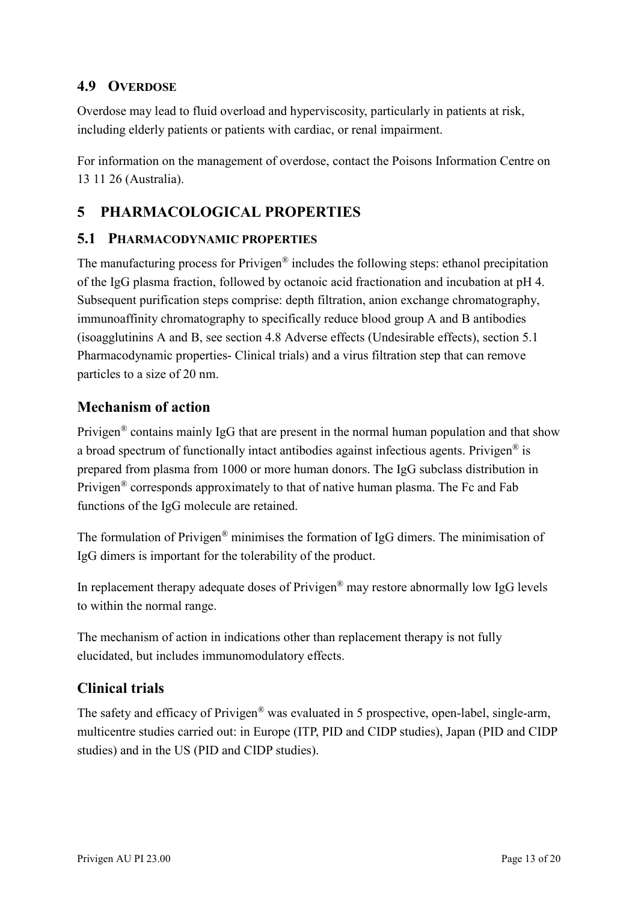## 4.9 Overdose

Overdose may lead to fluid overload and hyperviscosity, particularly in patients at risk, including elderly patients or patients with cardiac, or renal impairment.

For information on the management of overdose, contact the Poisons Information Centre on 13 11 26 (Australia).

# 5 PHARMACOLOGICAL PROPERTIES

## 5.1 Pharmacodynamic properties

The manufacturing process for Privigen® includes the following steps: ethanol precipitation of the IgG plasma fraction, followed by octanoic acid fractionation and incubation at pH 4. Subsequent purification steps comprise: depth filtration, anion exchange chromatography, immunoaffinity chromatography to specifically reduce blood group A and B antibodies (isoagglutinins A and B, see section 4.8 Adverse effects (Undesirable effects), section 5.1 Pharmacodynamic properties- Clinical trials) and a virus filtration step that can remove particles to a size of 20 nm.

### Mechanism of action

Privigen® contains mainly IgG that are present in the normal human population and that show a broad spectrum of functionally intact antibodies against infectious agents. Privigen® is prepared from plasma from 1000 or more human donors. The IgG subclass distribution in Privigen® corresponds approximately to that of native human plasma. The Fc and Fab functions of the IgG molecule are retained.

The formulation of Privigen® minimises the formation of IgG dimers. The minimisation of IgG dimers is important for the tolerability of the product.

In replacement therapy adequate doses of Privigen® may restore abnormally low IgG levels to within the normal range.

The mechanism of action in indications other than replacement therapy is not fully elucidated, but includes immunomodulatory effects.

### Clinical trials

The safety and efficacy of Privigen® was evaluated in 5 prospective, open-label, single-arm, multicentre studies carried out: in Europe (ITP, PID and CIDP studies), Japan (PID and CIDP studies) and in the US (PID and CIDP studies).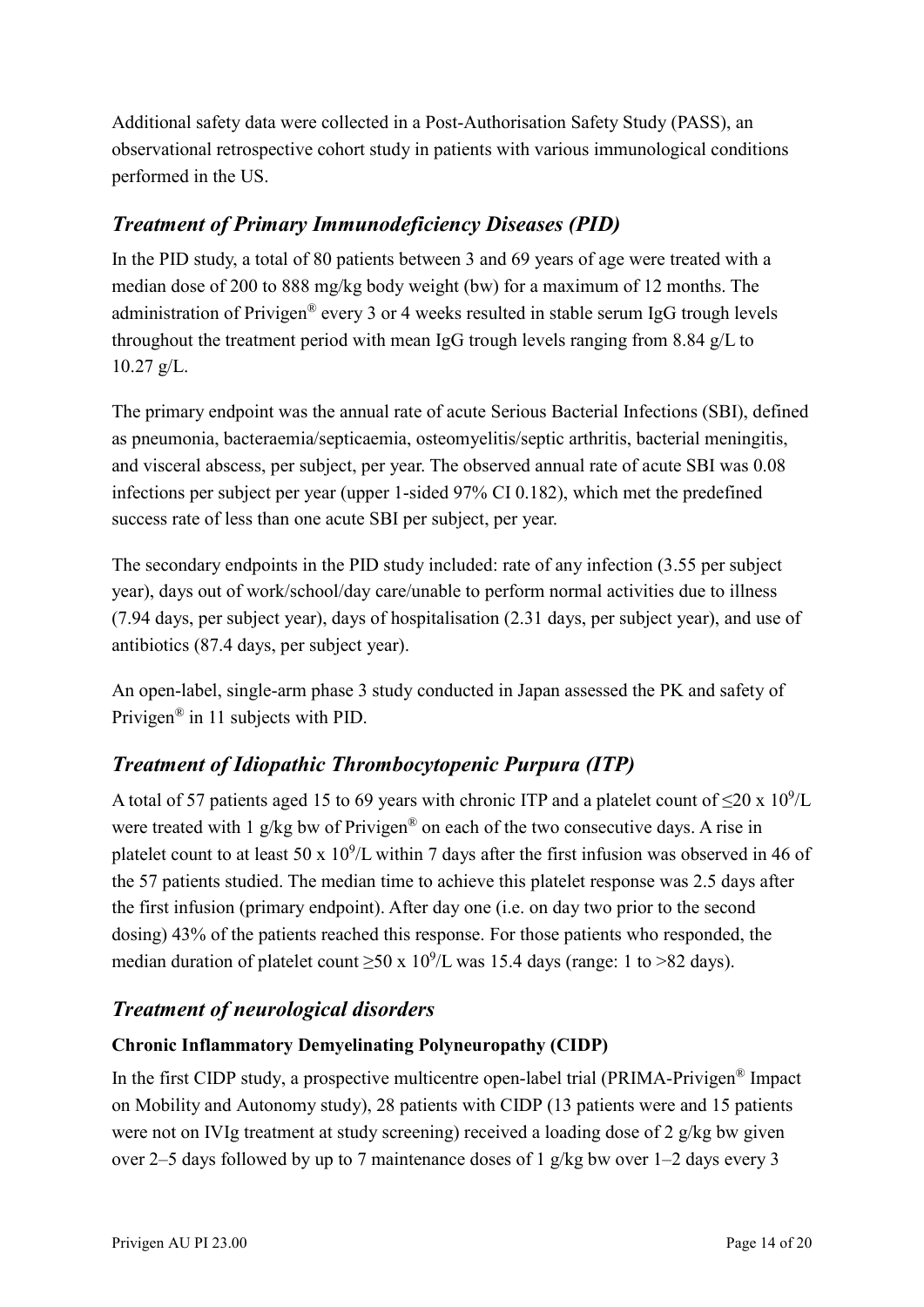Additional safety data were collected in a Post-Authorisation Safety Study (PASS), an observational retrospective cohort study in patients with various immunological conditions performed in the US.

## *Treatment of Primary Immunodeficiency Diseases (PID)*

In the PID study, a total of 80 patients between 3 and 69 years of age were treated with a median dose of 200 to 888 mg/kg body weight (bw) for a maximum of 12 months. The administration of Privigen® every 3 or 4 weeks resulted in stable serum IgG trough levels throughout the treatment period with mean IgG trough levels ranging from 8.84 g/L to 10.27 g/L.

The primary endpoint was the annual rate of acute Serious Bacterial Infections (SBI), defined as pneumonia, bacteraemia/septicaemia, osteomyelitis/septic arthritis, bacterial meningitis, and visceral abscess, per subject, per year. The observed annual rate of acute SBI was 0.08 infections per subject per year (upper 1-sided 97% CI 0.182), which met the predefined success rate of less than one acute SBI per subject, per year.

The secondary endpoints in the PID study included: rate of any infection (3.55 per subject year), days out of work/school/day care/unable to perform normal activities due to illness (7.94 days, per subject year), days of hospitalisation (2.31 days, per subject year), and use of antibiotics (87.4 days, per subject year).

An open-label, single-arm phase 3 study conducted in Japan assessed the PK and safety of Privigen® in 11 subjects with PID.

## *Treatment of Idiopathic Thrombocytopenic Purpura (ITP)*

A total of 57 patients aged 15 to 69 years with chronic ITP and a platelet count of $\leq 20 \times 10^9$/L were treated with 1 g/kg bw of Privigen® on each of the two consecutive days. A rise in platelet count to at least $50 \times 10^9$/L within 7 days after the first infusion was observed in 46 of the 57 patients studied. The median time to achieve this platelet response was 2.5 days after the first infusion (primary endpoint). After day one (i.e. on day two prior to the second dosing) 43% of the patients reached this response. For those patients who responded, the median duration of platelet count $\geq 50 \times 10^9$/L was 15.4 days (range: 1 to >82 days).

## *Treatment of neurological disorders*

### Chronic Inflammatory Demyelinating Polyneuropathy (CIDP)

In the first CIDP study, a prospective multicentre open-label trial (PRIMA-Privigen® Impact on Mobility and Autonomy study), 28 patients with CIDP (13 patients were and 15 patients were not on IVIg treatment at study screening) received a loading dose of 2 g/kg bw given over 2–5 days followed by up to 7 maintenance doses of 1 g/kg bw over 1–2 days every 3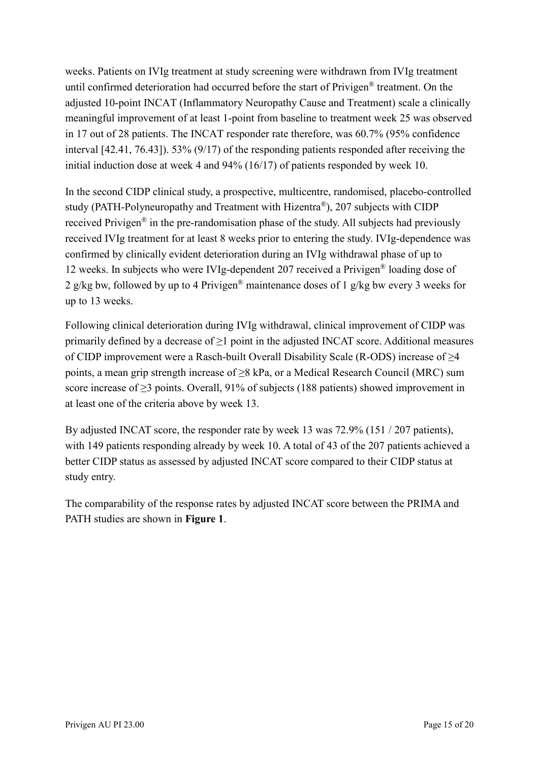weeks. Patients on IVIg treatment at study screening were withdrawn from IVIg treatment until confirmed deterioration had occurred before the start of Privigen® treatment. On the adjusted 10-point INCAT (Inflammatory Neuropathy Cause and Treatment) scale a clinically meaningful improvement of at least 1-point from baseline to treatment week 25 was observed in 17 out of 28 patients. The INCAT responder rate therefore, was 60.7% (95% confidence interval [42.41, 76.43]). 53% (9/17) of the responding patients responded after receiving the initial induction dose at week 4 and 94% (16/17) of patients responded by week 10.

In the second CIDP clinical study, a prospective, multicentre, randomised, placebo-controlled study (PATH-Polyneuropathy and Treatment with Hizentra®), 207 subjects with CIDP received Privigen® in the pre-randomisation phase of the study. All subjects had previously received IVIg treatment for at least 8 weeks prior to entering the study. IVIg-dependence was confirmed by clinically evident deterioration during an IVIg withdrawal phase of up to 12 weeks. In subjects who were IVIg-dependent 207 received a Privigen® loading dose of 2 g/kg bw, followed by up to 4 Privigen® maintenance doses of 1 g/kg bw every 3 weeks for up to 13 weeks.

Following clinical deterioration during IVIg withdrawal, clinical improvement of CIDP was primarily defined by a decrease of ≥1 point in the adjusted INCAT score. Additional measures of CIDP improvement were a Rasch-built Overall Disability Scale (R-ODS) increase of ≥4 points, a mean grip strength increase of ≥8 kPa, or a Medical Research Council (MRC) sum score increase of ≥3 points. Overall, 91% of subjects (188 patients) showed improvement in at least one of the criteria above by week 13.

By adjusted INCAT score, the responder rate by week 13 was 72.9% (151 / 207 patients), with 149 patients responding already by week 10. A total of 43 of the 207 patients achieved a better CIDP status as assessed by adjusted INCAT score compared to their CIDP status at study entry.

The comparability of the response rates by adjusted INCAT score between the PRIMA and PATH studies are shown in **Figure 1**.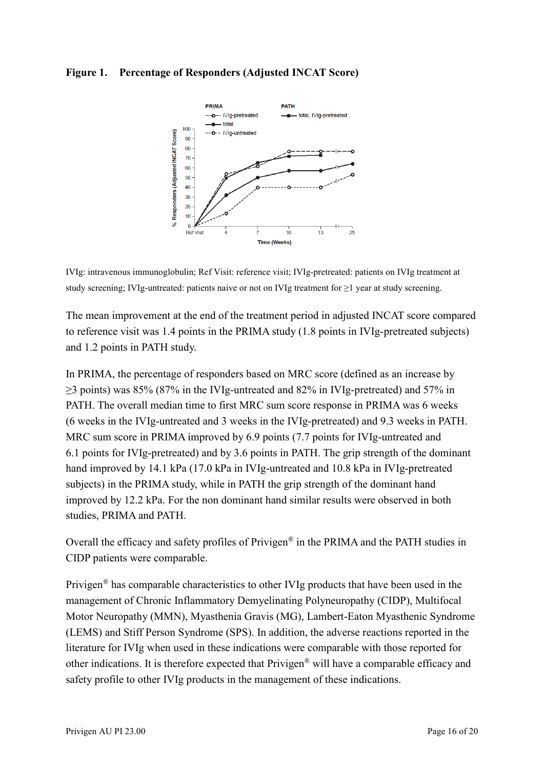**Figure 1. Percentage of Responders (Adjusted INCAT Score)**

IVIg: intravenous immunoglobulin; Ref Visit: reference visit; IVIg-pretreated: patients on IVIg treatment at study screening; IVIg-untreated: patients naive or not on IVIg treatment for ≥1 year at study screening.

The mean improvement at the end of the treatment period in adjusted INCAT score compared to reference visit was 1.4 points in the PRIMA study (1.8 points in IVIg-pretreated subjects) and 1.2 points in PATH study.

In PRIMA, the percentage of responders based on MRC score (defined as an increase by ≥3 points) was 85% (87% in the IVIg-untreated and 82% in IVIg-pretreated) and 57% in PATH. The overall median time to first MRC sum score response in PRIMA was 6 weeks (6 weeks in the IVIg-untreated and 3 weeks in the IVIg-pretreated) and 9.3 weeks in PATH. MRC sum score in PRIMA improved by 6.9 points (7.7 points for IVIg-untreated and 6.1 points for IVIg-pretreated) and by 3.6 points in PATH. The grip strength of the dominant hand improved by 14.1 kPa (17.0 kPa in IVIg-untreated and 10.8 kPa in IVIg-pretreated subjects) in the PRIMA study, while in PATH the grip strength of the dominant hand improved by 12.2 kPa. For the non dominant hand similar results were observed in both studies, PRIMA and PATH.

Overall the efficacy and safety profiles of Privigen® in the PRIMA and the PATH studies in CIDP patients were comparable.

Privigen® has comparable characteristics to other IVIg products that have been used in the management of Chronic Inflammatory Demyelinating Polyneuropathy (CIDP), Multifocal Motor Neuropathy (MMN), Myasthenia Gravis (MG), Lambert-Eaton Myasthenic Syndrome (LEMS) and Stiff Person Syndrome (SPS). In addition, the adverse reactions reported in the literature for IVIg when used in these indications were comparable with those reported for other indications. It is therefore expected that Privigen® will have a comparable efficacy and safety profile to other IVIg products in the management of these indications.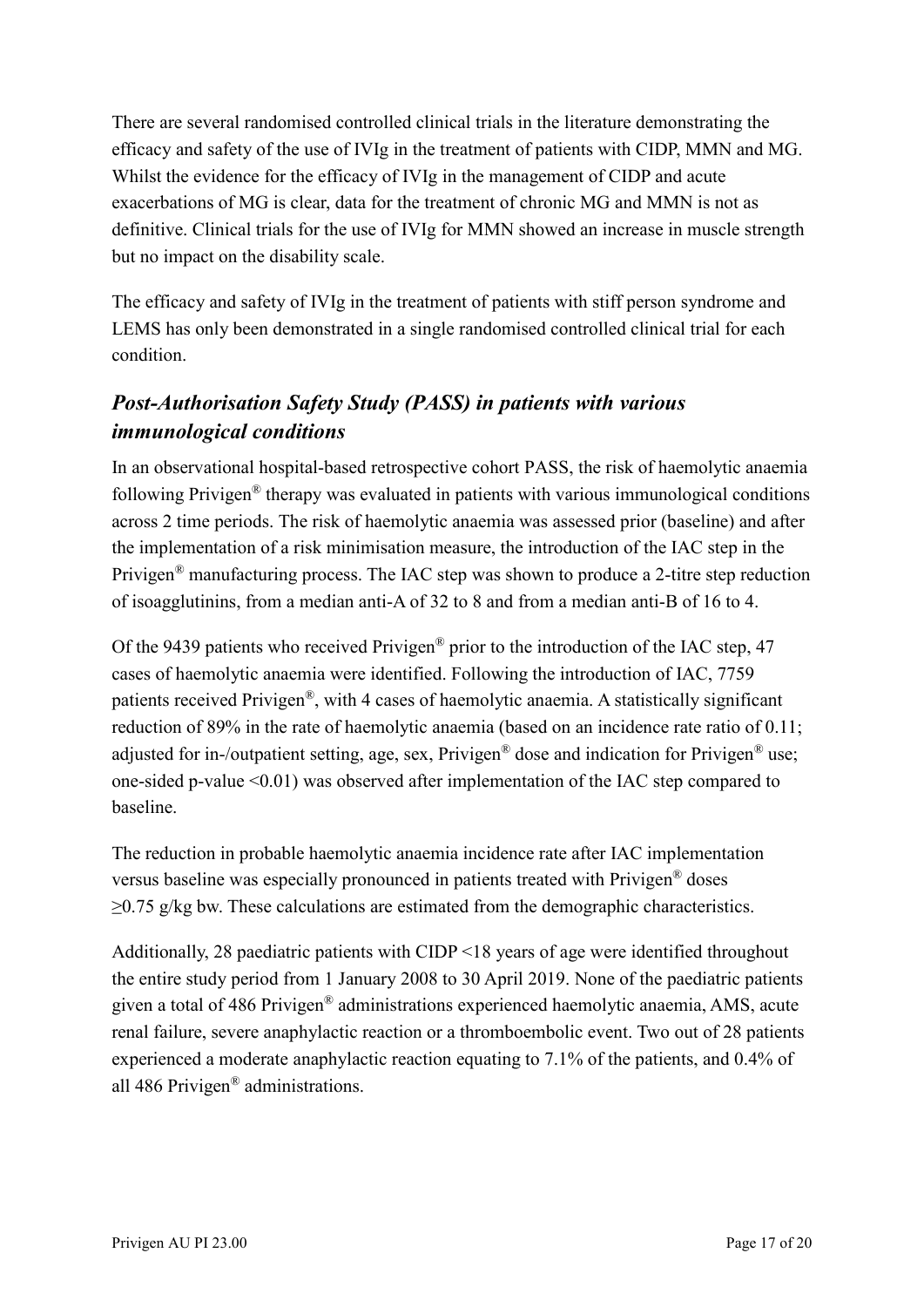There are several randomised controlled clinical trials in the literature demonstrating the efficacy and safety of the use of IVIg in the treatment of patients with CIDP, MMN and MG. Whilst the evidence for the efficacy of IVIg in the management of CIDP and acute exacerbations of MG is clear, data for the treatment of chronic MG and MMN is not as definitive. Clinical trials for the use of IVIg for MMN showed an increase in muscle strength but no impact on the disability scale.

The efficacy and safety of IVIg in the treatment of patients with stiff person syndrome and LEMS has only been demonstrated in a single randomised controlled clinical trial for each condition.

## *Post-Authorisation Safety Study (PASS) in patients with various immunological conditions*

In an observational hospital-based retrospective cohort PASS, the risk of haemolytic anaemia following Privigen® therapy was evaluated in patients with various immunological conditions across 2 time periods. The risk of haemolytic anaemia was assessed prior (baseline) and after the implementation of a risk minimisation measure, the introduction of the IAC step in the Privigen® manufacturing process. The IAC step was shown to produce a 2-titre step reduction of isoagglutinins, from a median anti-A of 32 to 8 and from a median anti-B of 16 to 4.

Of the 9439 patients who received Privigen® prior to the introduction of the IAC step, 47 cases of haemolytic anaemia were identified. Following the introduction of IAC, 7759 patients received Privigen®, with 4 cases of haemolytic anaemia. A statistically significant reduction of 89% in the rate of haemolytic anaemia (based on an incidence rate ratio of 0.11; adjusted for in-/outpatient setting, age, sex, Privigen® dose and indication for Privigen® use; one-sided p-value $<0.01$) was observed after implementation of the IAC step compared to baseline.

The reduction in probable haemolytic anaemia incidence rate after IAC implementation versus baseline was especially pronounced in patients treated with Privigen® doses $\geq 0.75$ g/kg bw. These calculations are estimated from the demographic characteristics.

Additionally, 28 paediatric patients with CIDP $<18$ years of age were identified throughout the entire study period from 1 January 2008 to 30 April 2019. None of the paediatric patients given a total of 486 Privigen® administrations experienced haemolytic anaemia, AMS, acute renal failure, severe anaphylactic reaction or a thromboembolic event. Two out of 28 patients experienced a moderate anaphylactic reaction equating to 7.1% of the patients, and 0.4% of all 486 Privigen® administrations.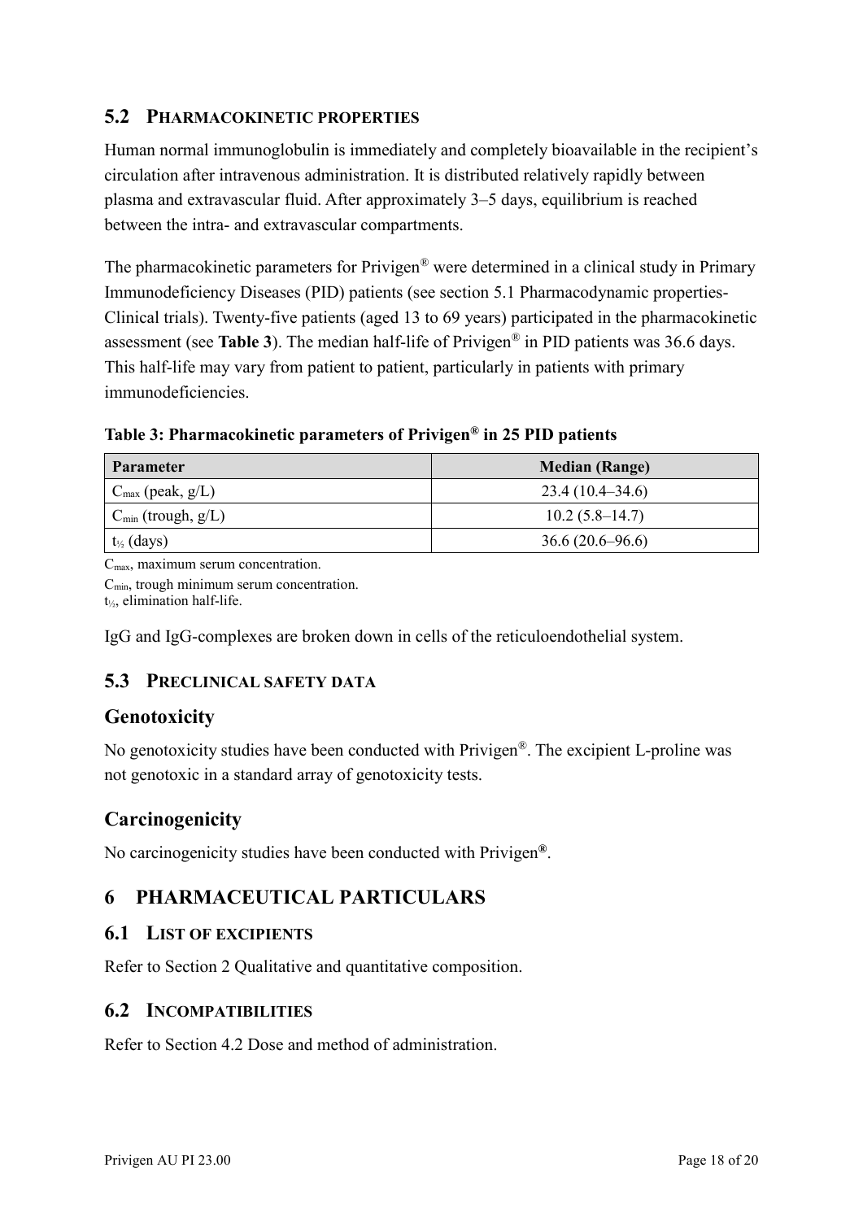## 5.2 Pharmacokinetic properties

Human normal immunoglobulin is immediately and completely bioavailable in the recipient's circulation after intravenous administration. It is distributed relatively rapidly between plasma and extravascular fluid. After approximately 3–5 days, equilibrium is reached between the intra- and extravascular compartments.

The pharmacokinetic parameters for Privigen® were determined in a clinical study in Primary Immunodeficiency Diseases (PID) patients (see section 5.1 Pharmacodynamic properties-Clinical trials). Twenty-five patients (aged 13 to 69 years) participated in the pharmacokinetic assessment (see **Table 3**). The median half-life of Privigen® in PID patients was 36.6 days. This half-life may vary from patient to patient, particularly in patients with primary immunodeficiencies.

**Table 3: Pharmacokinetic parameters of Privigen® in 25 PID patients**

| Parameter | Median (Range) |
|---|---|
| $C_{max}$ (peak, g/L) | 23.4 (10.4–34.6) |
| $C_{min}$ (trough, g/L) | 10.2 (5.8–14.7) |
| $t_{½}$ (days) | 36.6 (20.6–96.6) |

$C_{max}$, maximum serum concentration.
$C_{min}$, trough minimum serum concentration.
$t_{½}$, elimination half-life.

IgG and IgG-complexes are broken down in cells of the reticuloendothelial system.

## 5.3 Preclinical safety data

### Genotoxicity

No genotoxicity studies have been conducted with Privigen®. The excipient L-proline was not genotoxic in a standard array of genotoxicity tests.

### Carcinogenicity

No carcinogenicity studies have been conducted with Privigen®.

# 6 PHARMACEUTICAL PARTICULARS

## 6.1 List of excipients

Refer to Section 2 Qualitative and quantitative composition.

## 6.2 Incompatibilities

Refer to Section 4.2 Dose and method of administration.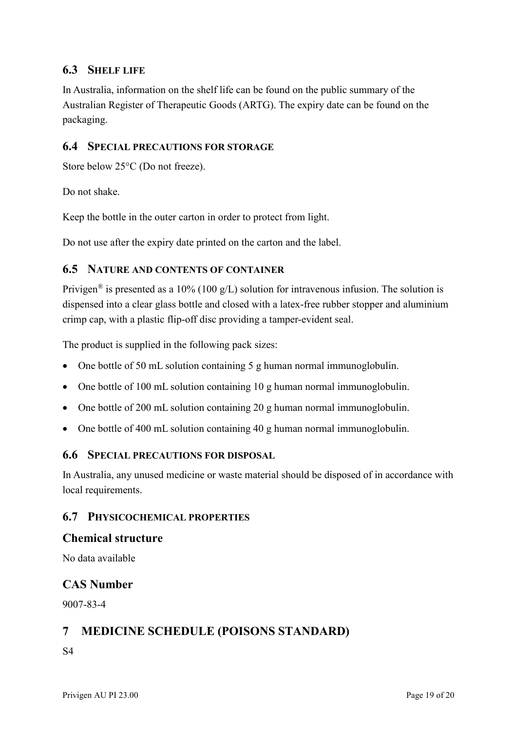### 6.3 SHELF LIFE

In Australia, information on the shelf life can be found on the public summary of the Australian Register of Therapeutic Goods (ARTG). The expiry date can be found on the packaging.

### 6.4 SPECIAL PRECAUTIONS FOR STORAGE

Store below 25°C (Do not freeze).

Do not shake.

Keep the bottle in the outer carton in order to protect from light.

Do not use after the expiry date printed on the carton and the label.

### 6.5 NATURE AND CONTENTS OF CONTAINER

Privigen® is presented as a 10% (100 g/L) solution for intravenous infusion. The solution is dispensed into a clear glass bottle and closed with a latex-free rubber stopper and aluminium crimp cap, with a plastic flip-off disc providing a tamper-evident seal.

The product is supplied in the following pack sizes:

- One bottle of 50 mL solution containing 5 g human normal immunoglobulin.
- One bottle of 100 mL solution containing 10 g human normal immunoglobulin.
- One bottle of 200 mL solution containing 20 g human normal immunoglobulin.
- One bottle of 400 mL solution containing 40 g human normal immunoglobulin.

### 6.6 SPECIAL PRECAUTIONS FOR DISPOSAL

In Australia, any unused medicine or waste material should be disposed of in accordance with local requirements.

### 6.7 PHYSICOCHEMICAL PROPERTIES

#### Chemical structure

No data available

#### CAS Number

9007-83-4

## 7 MEDICINE SCHEDULE (POISONS STANDARD)

S4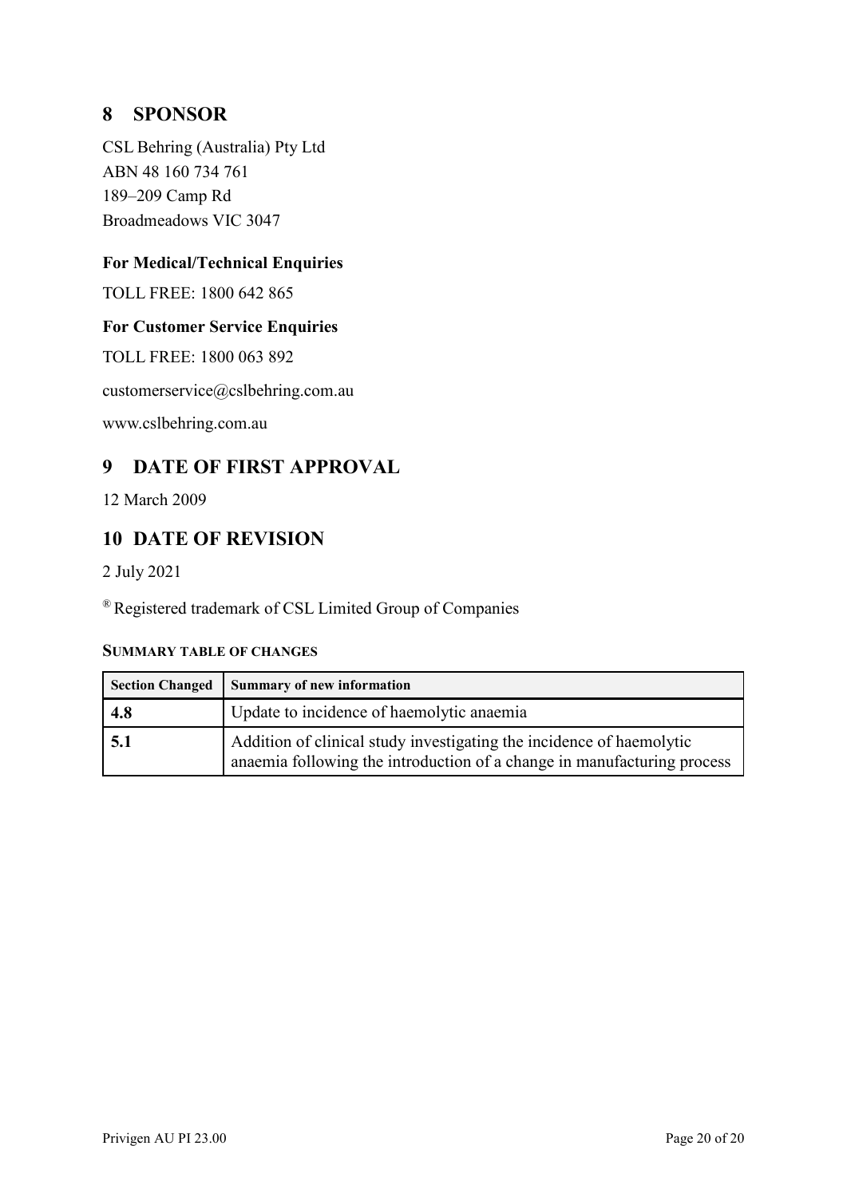## 8 SPONSOR

CSL Behring (Australia) Pty Ltd
ABN 48 160 734 761
189–209 Camp Rd
Broadmeadows VIC 3047

**For Medical/Technical Enquiries**

TOLL FREE: 1800 642 865

**For Customer Service Enquiries**

TOLL FREE: 1800 063 892

customerservice@cslbehring.com.au

www.cslbehring.com.au

## 9 DATE OF FIRST APPROVAL

12 March 2009

## 10 DATE OF REVISION

2 July 2021

® Registered trademark of CSL Limited Group of Companies

**SUMMARY TABLE OF CHANGES**

| Section Changed | Summary of new information |
|---|---|
| **4.8** | Update to incidence of haemolytic anaemia |
| **5.1** | Addition of clinical study investigating the incidence of haemolytic anaemia following the introduction of a change in manufacturing process |